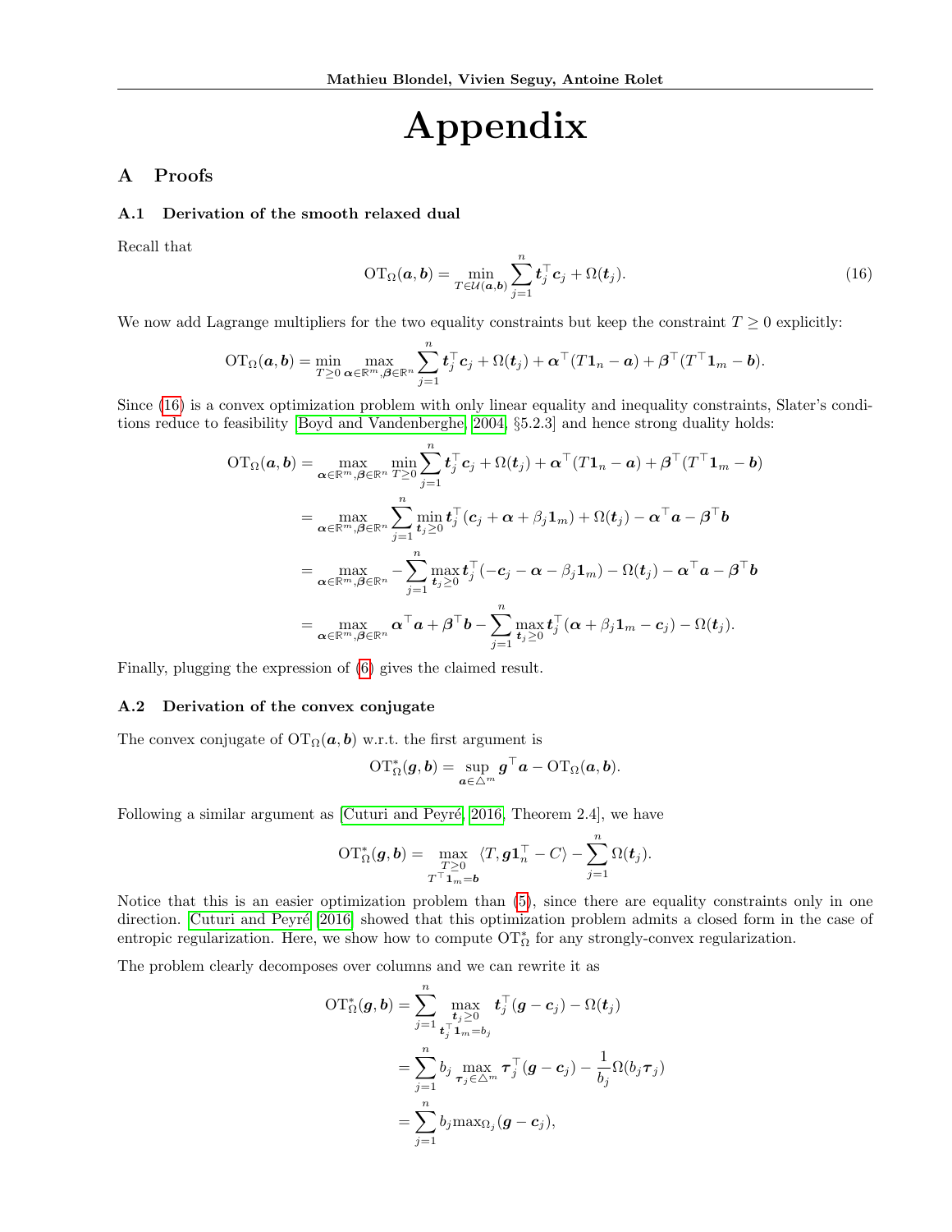# Appendix

## A Proofs

### A.1 Derivation of the smooth relaxed dual

Recall that

$$\mathrm{OT}_\Omega(\boldsymbol{a}, \boldsymbol{b}) = \min_{T \in \mathcal{U}(\boldsymbol{a}, \boldsymbol{b})} \sum_{j=1}^{n} \boldsymbol{t}_j^\top \boldsymbol{c}_j + \Omega(\boldsymbol{t}_j). \tag{16}$$

We now add Lagrange multipliers for the two equality constraints but keep the constraint $T \geq 0$ explicitly:

$$\mathrm{OT}_\Omega(\boldsymbol{a}, \boldsymbol{b}) = \min_{T \geq 0} \max_{\boldsymbol{\alpha} \in \mathbb{R}^m, \boldsymbol{\beta} \in \mathbb{R}^n} \sum_{j=1}^{n} \boldsymbol{t}_j^\top \boldsymbol{c}_j + \Omega(\boldsymbol{t}_j) + \boldsymbol{\alpha}^\top (T \mathbf{1}_n - \boldsymbol{a}) + \boldsymbol{\beta}^\top (T^\top \mathbf{1}_m - \boldsymbol{b}).$$

Since (16) is a convex optimization problem with only linear equality and inequality constraints, Slater's conditions reduce to feasibility [Boyd and Vandenberghe, 2004, §5.2.3] and hence strong duality holds:

$$\begin{aligned}
\mathrm{OT}_\Omega(\boldsymbol{a}, \boldsymbol{b}) &= \max_{\boldsymbol{\alpha} \in \mathbb{R}^m, \boldsymbol{\beta} \in \mathbb{R}^n} \min_{T \geq 0} \sum_{j=1}^{n} \boldsymbol{t}_j^\top \boldsymbol{c}_j + \Omega(\boldsymbol{t}_j) + \boldsymbol{\alpha}^\top (T \mathbf{1}_n - \boldsymbol{a}) + \boldsymbol{\beta}^\top (T^\top \mathbf{1}_m - \boldsymbol{b}) \\
&= \max_{\boldsymbol{\alpha} \in \mathbb{R}^m, \boldsymbol{\beta} \in \mathbb{R}^n} \sum_{j=1}^{n} \min_{\boldsymbol{t}_j \geq 0} \boldsymbol{t}_j^\top (\boldsymbol{c}_j + \boldsymbol{\alpha} + \beta_j \mathbf{1}_m) + \Omega(\boldsymbol{t}_j) - \boldsymbol{\alpha}^\top \boldsymbol{a} - \boldsymbol{\beta}^\top \boldsymbol{b} \\
&= \max_{\boldsymbol{\alpha} \in \mathbb{R}^m, \boldsymbol{\beta} \in \mathbb{R}^n} - \sum_{j=1}^{n} \max_{\boldsymbol{t}_j \geq 0} \boldsymbol{t}_j^\top (-\boldsymbol{c}_j - \boldsymbol{\alpha} - \beta_j \mathbf{1}_m) - \Omega(\boldsymbol{t}_j) - \boldsymbol{\alpha}^\top \boldsymbol{a} - \boldsymbol{\beta}^\top \boldsymbol{b} \\
&= \max_{\boldsymbol{\alpha} \in \mathbb{R}^m, \boldsymbol{\beta} \in \mathbb{R}^n} \boldsymbol{\alpha}^\top \boldsymbol{a} + \boldsymbol{\beta}^\top \boldsymbol{b} - \sum_{j=1}^{n} \max_{\boldsymbol{t}_j \geq 0} \boldsymbol{t}_j^\top (\boldsymbol{\alpha} + \beta_j \mathbf{1}_m - \boldsymbol{c}_j) - \Omega(\boldsymbol{t}_j).
\end{aligned}$$

Finally, plugging the expression of (6) gives the claimed result.

### A.2 Derivation of the convex conjugate

The convex conjugate of $\mathrm{OT}_\Omega(\boldsymbol{a}, \boldsymbol{b})$ w.r.t. the first argument is

$$\mathrm{OT}^*_\Omega(\boldsymbol{g}, \boldsymbol{b}) = \sup_{\boldsymbol{a} \in \triangle^m} \boldsymbol{g}^\top \boldsymbol{a} - \mathrm{OT}_\Omega(\boldsymbol{a}, \boldsymbol{b}).$$

Following a similar argument as [Cuturi and Peyré, 2016, Theorem 2.4], we have

$$\mathrm{OT}^*_\Omega(\boldsymbol{g}, \boldsymbol{b}) = \max_{\substack{T \geq 0 \\ T^\top \mathbf{1}_m = \boldsymbol{b}}} \langle T, \boldsymbol{g} \mathbf{1}_n^\top - C \rangle - \sum_{j=1}^{n} \Omega(\boldsymbol{t}_j).$$

Notice that this is an easier optimization problem than (5), since there are equality constraints only in one direction. Cuturi and Peyré [2016] showed that this optimization problem admits a closed form in the case of entropic regularization. Here, we show how to compute $\mathrm{OT}^*_\Omega$ for any strongly-convex regularization.

The problem clearly decomposes over columns and we can rewrite it as

$$\begin{aligned}
\mathrm{OT}^*_\Omega(\boldsymbol{g}, \boldsymbol{b}) &= \sum_{j=1}^{n} \max_{\substack{\boldsymbol{t}_j \geq 0 \\ \boldsymbol{t}_j^\top \mathbf{1}_m = b_j}} \boldsymbol{t}_j^\top (\boldsymbol{g} - \boldsymbol{c}_j) - \Omega(\boldsymbol{t}_j) \\
&= \sum_{j=1}^{n} b_j \max_{\boldsymbol{\tau}_j \in \triangle^m} \boldsymbol{\tau}_j^\top (\boldsymbol{g} - \boldsymbol{c}_j) - \frac{1}{b_j} \Omega(b_j \boldsymbol{\tau}_j) \\
&= \sum_{j=1}^{n} b_j \max\nolimits_{\Omega_j} (\boldsymbol{g} - \boldsymbol{c}_j),
\end{aligned}$$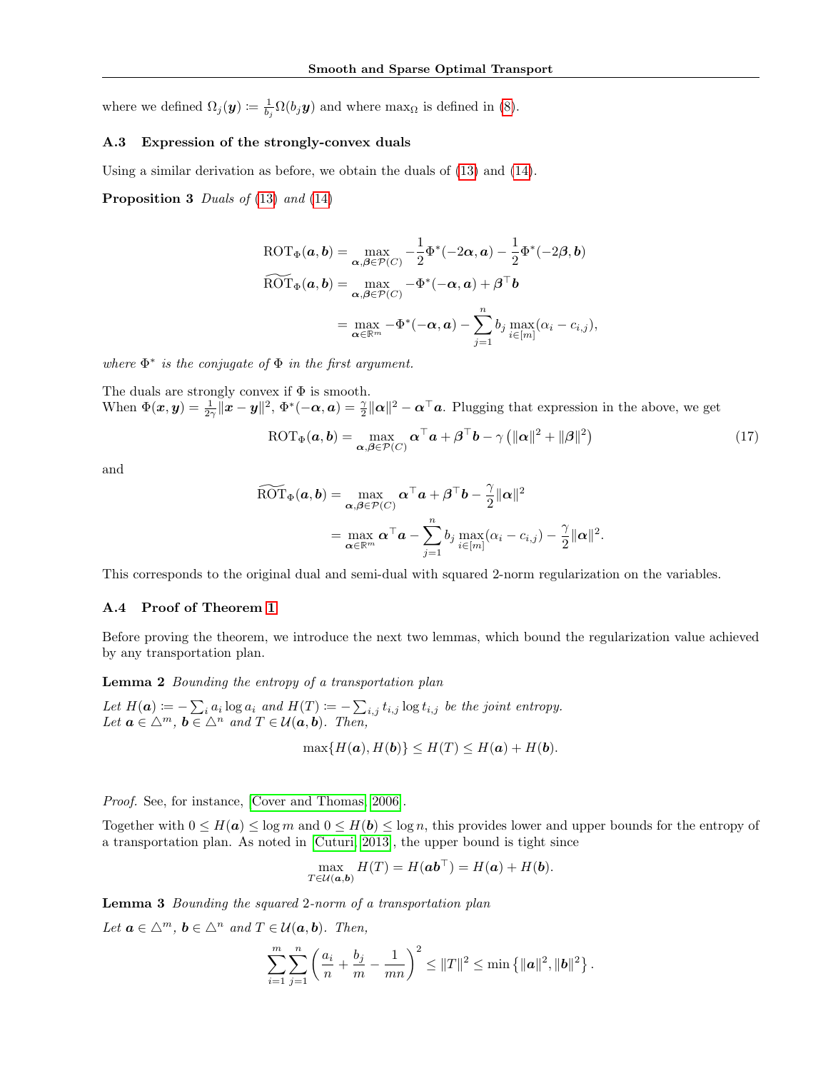where we defined $\Omega_j(\boldsymbol{y}) \coloneqq \frac{1}{b_j}\Omega(b_j \boldsymbol{y})$ and where $\max_\Omega$ is defined in (8).

### A.3 Expression of the strongly-convex duals

Using a similar derivation as before, we obtain the duals of (13) and (14).

**Proposition 3** *Duals of (13) and (14)*

$$
\begin{aligned}
\mathrm{ROT}_\Phi(\boldsymbol{a}, \boldsymbol{b}) &= \max_{\boldsymbol{\alpha}, \boldsymbol{\beta} \in \mathcal{P}(C)} -\frac{1}{2}\Phi^*(-2\boldsymbol{\alpha}, \boldsymbol{a}) - \frac{1}{2}\Phi^*(-2\boldsymbol{\beta}, \boldsymbol{b}) \\
\widetilde{\mathrm{ROT}}_\Phi(\boldsymbol{a}, \boldsymbol{b}) &= \max_{\boldsymbol{\alpha}, \boldsymbol{\beta} \in \mathcal{P}(C)} -\Phi^*(-\boldsymbol{\alpha}, \boldsymbol{a}) + \boldsymbol{\beta}^\top \boldsymbol{b} \\
&= \max_{\boldsymbol{\alpha} \in \mathbb{R}^m} -\Phi^*(-\boldsymbol{\alpha}, \boldsymbol{a}) - \sum_{j=1}^n b_j \max_{i \in [m]} (\alpha_i - c_{i,j}),
\end{aligned}
$$

*where $\Phi^*$ is the conjugate of $\Phi$ in the first argument.*

The duals are strongly convex if $\Phi$ is smooth.
When $\Phi(\boldsymbol{x}, \boldsymbol{y}) = \frac{1}{2\gamma}\|\boldsymbol{x} - \boldsymbol{y}\|^2$, $\Phi^*(-\boldsymbol{\alpha}, \boldsymbol{a}) = \frac{\gamma}{2}\|\boldsymbol{\alpha}\|^2 - \boldsymbol{\alpha}^\top \boldsymbol{a}$. Plugging that expression in the above, we get

$$
\mathrm{ROT}_\Phi(\boldsymbol{a}, \boldsymbol{b}) = \max_{\boldsymbol{\alpha}, \boldsymbol{\beta} \in \mathcal{P}(C)} \boldsymbol{\alpha}^\top \boldsymbol{a} + \boldsymbol{\beta}^\top \boldsymbol{b} - \gamma\left(\|\boldsymbol{\alpha}\|^2 + \|\boldsymbol{\beta}\|^2\right) \tag{17}
$$

and

$$
\begin{aligned}
\widetilde{\mathrm{ROT}}_\Phi(\boldsymbol{a}, \boldsymbol{b}) &= \max_{\boldsymbol{\alpha}, \boldsymbol{\beta} \in \mathcal{P}(C)} \boldsymbol{\alpha}^\top \boldsymbol{a} + \boldsymbol{\beta}^\top \boldsymbol{b} - \frac{\gamma}{2}\|\boldsymbol{\alpha}\|^2 \\
&= \max_{\boldsymbol{\alpha} \in \mathbb{R}^m} \boldsymbol{\alpha}^\top \boldsymbol{a} - \sum_{j=1}^n b_j \max_{i \in [m]} (\alpha_i - c_{i,j}) - \frac{\gamma}{2}\|\boldsymbol{\alpha}\|^2.
\end{aligned}
$$

This corresponds to the original dual and semi-dual with squared 2-norm regularization on the variables.

### A.4 Proof of Theorem 1

Before proving the theorem, we introduce the next two lemmas, which bound the regularization value achieved by any transportation plan.

**Lemma 2** *Bounding the entropy of a transportation plan*

*Let $H(\boldsymbol{a}) \coloneqq -\sum_i a_i \log a_i$ and $H(T) \coloneqq -\sum_{i,j} t_{i,j} \log t_{i,j}$ be the joint entropy. Let $\boldsymbol{a} \in \triangle^m$, $\boldsymbol{b} \in \triangle^n$ and $T \in \mathcal{U}(\boldsymbol{a}, \boldsymbol{b})$. Then,*

$$
\max\{H(\boldsymbol{a}), H(\boldsymbol{b})\} \leq H(T) \leq H(\boldsymbol{a}) + H(\boldsymbol{b}).
$$

*Proof.* See, for instance, Cover and Thomas 2006.

Together with $0 \leq H(\boldsymbol{a}) \leq \log m$ and $0 \leq H(\boldsymbol{b}) \leq \log n$, this provides lower and upper bounds for the entropy of a transportation plan. As noted in Cuturi 2013, the upper bound is tight since

$$
\max_{T \in \mathcal{U}(\boldsymbol{a}, \boldsymbol{b})} H(T) = H(\boldsymbol{a}\boldsymbol{b}^\top) = H(\boldsymbol{a}) + H(\boldsymbol{b}).
$$

**Lemma 3** *Bounding the squared 2-norm of a transportation plan*

*Let $\boldsymbol{a} \in \triangle^m$, $\boldsymbol{b} \in \triangle^n$ and $T \in \mathcal{U}(\boldsymbol{a}, \boldsymbol{b})$. Then,*

$$
\sum_{i=1}^m \sum_{j=1}^n \left(\frac{a_i}{n} + \frac{b_j}{m} - \frac{1}{mn}\right)^2 \leq \|T\|^2 \leq \min\left\{\|\boldsymbol{a}\|^2, \|\boldsymbol{b}\|^2\right\}.
$$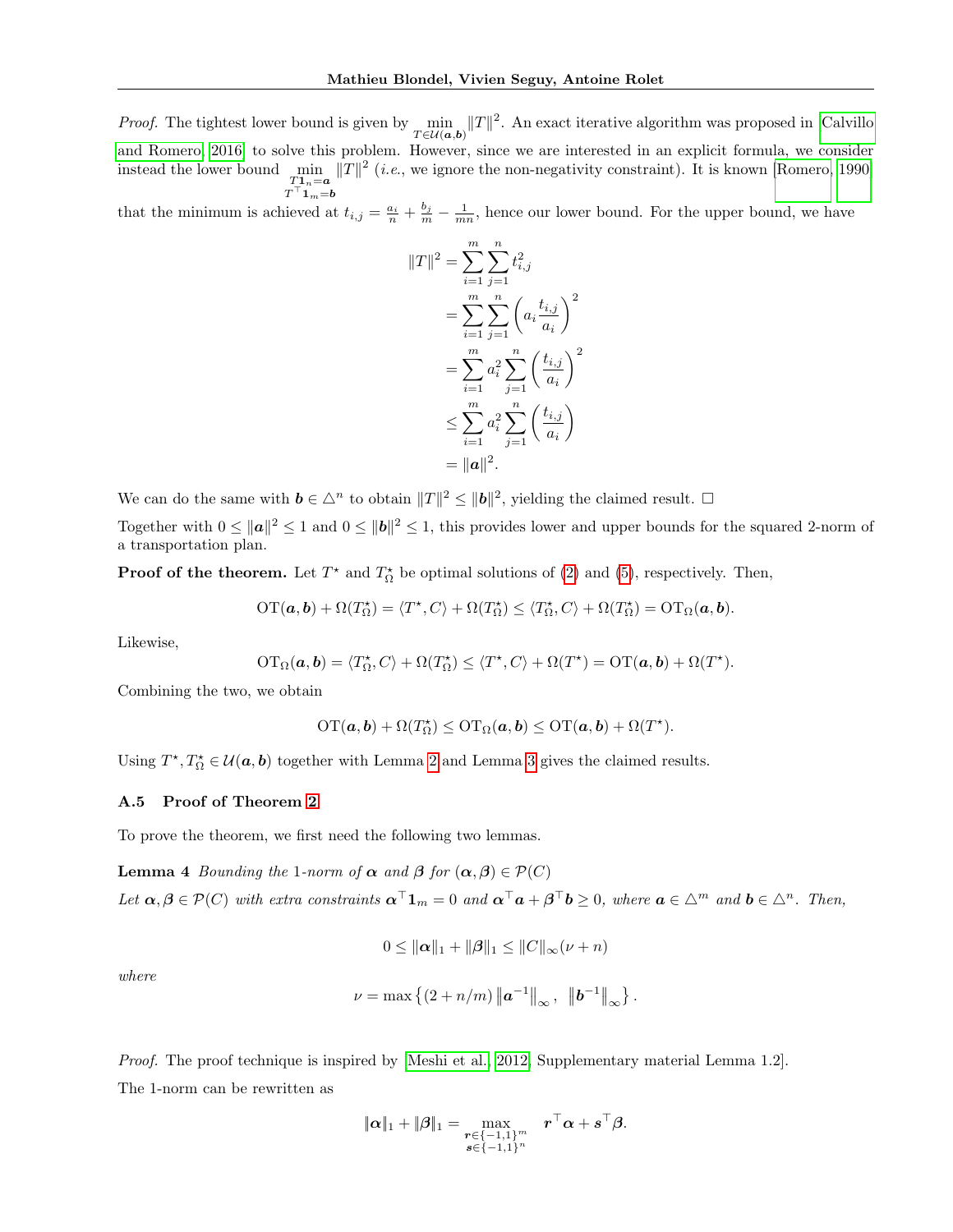*Proof.* The tightest lower bound is given by $\min_{T \in \mathcal{U}(\boldsymbol{a},\boldsymbol{b})} \|T\|^2$. An exact iterative algorithm was proposed in [Calvillo and Romero, 2016] to solve this problem. However, since we are interested in an explicit formula, we consider instead the lower bound $\min_{\substack{T\mathbf{1}_n=\boldsymbol{a} \\ T^\top \mathbf{1}_m=\boldsymbol{b}}} \|T\|^2$ (*i.e.*, we ignore the non-negativity constraint). It is known [Romero, 1990] that the minimum is achieved at $t_{i,j} = \frac{a_i}{n} + \frac{b_j}{m} - \frac{1}{mn}$, hence our lower bound. For the upper bound, we have

$$
\begin{aligned}
\|T\|^2 &= \sum_{i=1}^m \sum_{j=1}^n t_{i,j}^2 \\
&= \sum_{i=1}^m \sum_{j=1}^n \left(a_i \frac{t_{i,j}}{a_i}\right)^2 \\
&= \sum_{i=1}^m a_i^2 \sum_{j=1}^n \left(\frac{t_{i,j}}{a_i}\right)^2 \\
&\leq \sum_{i=1}^m a_i^2 \sum_{j=1}^n \left(\frac{t_{i,j}}{a_i}\right) \\
&= \|\boldsymbol{a}\|^2.
\end{aligned}
$$

We can do the same with $\boldsymbol{b} \in \triangle^n$ to obtain $\|T\|^2 \leq \|\boldsymbol{b}\|^2$, yielding the claimed result. $\square$

Together with $0 \leq \|\boldsymbol{a}\|^2 \leq 1$ and $0 \leq \|\boldsymbol{b}\|^2 \leq 1$, this provides lower and upper bounds for the squared 2-norm of a transportation plan.

**Proof of the theorem.** Let $T^\star$ and $T_\Omega^\star$ be optimal solutions of (2) and (5), respectively. Then,

$$
\mathrm{OT}(\boldsymbol{a},\boldsymbol{b}) + \Omega(T_\Omega^\star) = \langle T^\star, C\rangle + \Omega(T_\Omega^\star) \leq \langle T_\Omega^\star, C\rangle + \Omega(T_\Omega^\star) = \mathrm{OT}_\Omega(\boldsymbol{a},\boldsymbol{b}).
$$

Likewise,

$$
\mathrm{OT}_\Omega(\boldsymbol{a},\boldsymbol{b}) = \langle T_\Omega^\star, C\rangle + \Omega(T_\Omega^\star) \leq \langle T^\star, C\rangle + \Omega(T^\star) = \mathrm{OT}(\boldsymbol{a},\boldsymbol{b}) + \Omega(T^\star).
$$

Combining the two, we obtain

$$
\mathrm{OT}(\boldsymbol{a},\boldsymbol{b}) + \Omega(T_\Omega^\star) \leq \mathrm{OT}_\Omega(\boldsymbol{a},\boldsymbol{b}) \leq \mathrm{OT}(\boldsymbol{a},\boldsymbol{b}) + \Omega(T^\star).
$$

Using $T^\star, T_\Omega^\star \in \mathcal{U}(\boldsymbol{a},\boldsymbol{b})$ together with Lemma 2 and Lemma 3 gives the claimed results.

### A.5 Proof of Theorem 2

To prove the theorem, we first need the following two lemmas.

**Lemma 4** *Bounding the 1-norm of $\boldsymbol{\alpha}$ and $\boldsymbol{\beta}$ for $(\boldsymbol{\alpha},\boldsymbol{\beta}) \in \mathcal{P}(C)$*

*Let $\boldsymbol{\alpha},\boldsymbol{\beta} \in \mathcal{P}(C)$ with extra constraints $\boldsymbol{\alpha}^\top \mathbf{1}_m = 0$ and $\boldsymbol{\alpha}^\top \boldsymbol{a} + \boldsymbol{\beta}^\top \boldsymbol{b} \geq 0$, where $\boldsymbol{a} \in \triangle^m$ and $\boldsymbol{b} \in \triangle^n$. Then,*

$$
0 \leq \|\boldsymbol{\alpha}\|_1 + \|\boldsymbol{\beta}\|_1 \leq \|C\|_\infty(\nu + n)
$$

*where*

$$
\nu = \max\left\{(2 + n/m)\left\|\boldsymbol{a}^{-1}\right\|_\infty, \ \left\|\boldsymbol{b}^{-1}\right\|_\infty\right\}.
$$

*Proof.* The proof technique is inspired by [Meshi et al., 2012, Supplementary material Lemma 1.2].

The 1-norm can be rewritten as

$$
\|\boldsymbol{\alpha}\|_1 + \|\boldsymbol{\beta}\|_1 = \max_{\substack{\boldsymbol{r} \in \{-1,1\}^m \\ \boldsymbol{s} \in \{-1,1\}^n}} \quad \boldsymbol{r}^\top \boldsymbol{\alpha} + \boldsymbol{s}^\top \boldsymbol{\beta}.
$$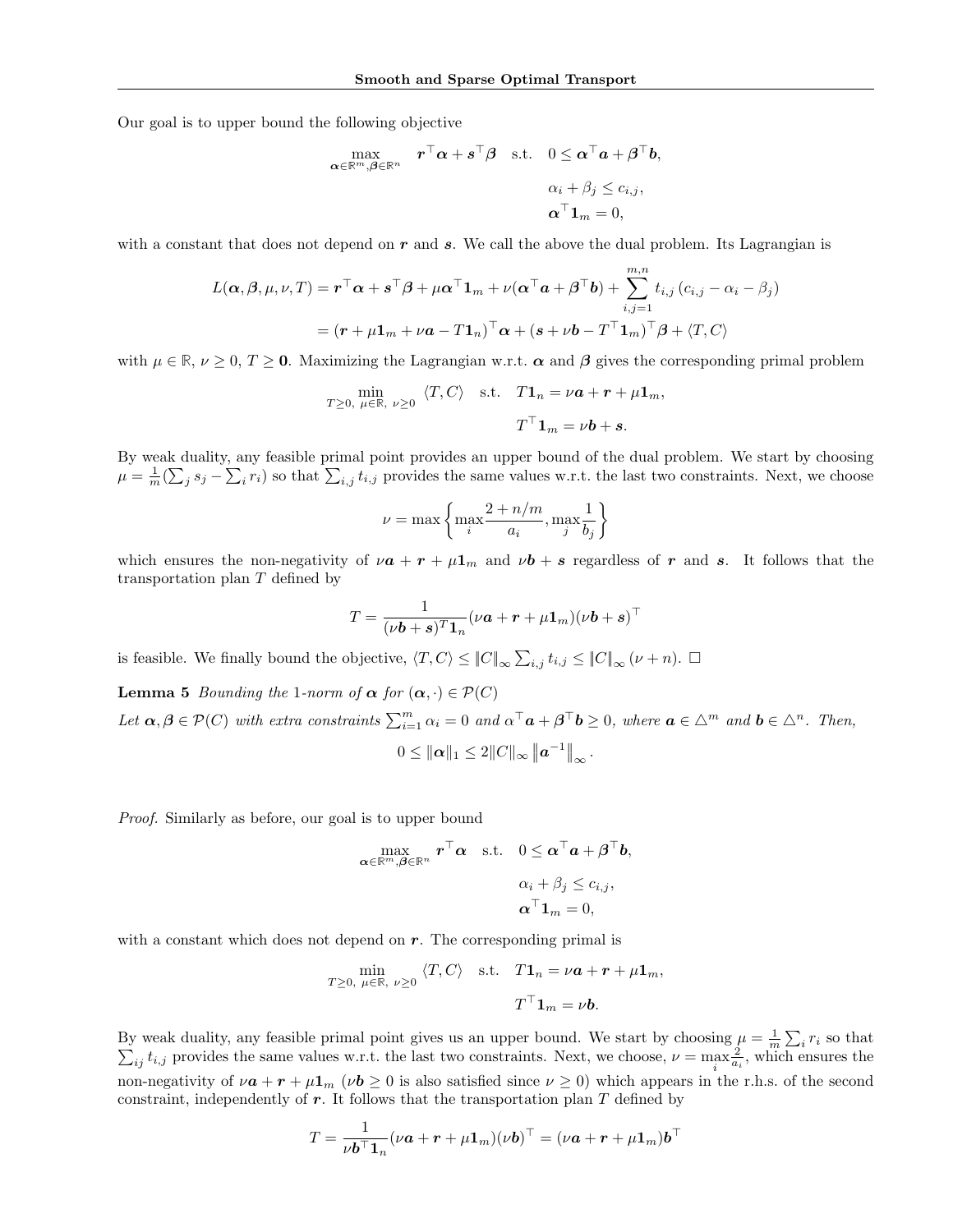Our goal is to upper bound the following objective

$$\max_{\boldsymbol{\alpha}\in\mathbb{R}^m,\boldsymbol{\beta}\in\mathbb{R}^n} \quad \boldsymbol{r}^\top\boldsymbol{\alpha} + \boldsymbol{s}^\top\boldsymbol{\beta} \quad \text{s.t.} \quad 0 \le \boldsymbol{\alpha}^\top\boldsymbol{a} + \boldsymbol{\beta}^\top\boldsymbol{b},$$

$$\alpha_i + \beta_j \le c_{i,j},$$

$$\boldsymbol{\alpha}^\top\mathbf{1}_m = 0,$$

with a constant that does not depend on $\boldsymbol{r}$ and $\boldsymbol{s}$. We call the above the dual problem. Its Lagrangian is

$$\begin{aligned} L(\boldsymbol{\alpha},\boldsymbol{\beta},\mu,\nu,T) &= \boldsymbol{r}^\top\boldsymbol{\alpha} + \boldsymbol{s}^\top\boldsymbol{\beta} + \mu\boldsymbol{\alpha}^\top\mathbf{1}_m + \nu(\boldsymbol{\alpha}^\top\boldsymbol{a} + \boldsymbol{\beta}^\top\boldsymbol{b}) + \sum_{i,j=1}^{m,n} t_{i,j}\,(c_{i,j} - \alpha_i - \beta_j) \\ &= (\boldsymbol{r} + \mu\mathbf{1}_m + \nu\boldsymbol{a} - T\mathbf{1}_n)^\top\boldsymbol{\alpha} + (\boldsymbol{s} + \nu\boldsymbol{b} - T^\top\mathbf{1}_m)^\top\boldsymbol{\beta} + \langle T, C\rangle \end{aligned}$$

with $\mu \in \mathbb{R}$, $\nu \ge 0$, $T \ge \mathbf{0}$. Maximizing the Lagrangian w.r.t. $\boldsymbol{\alpha}$ and $\boldsymbol{\beta}$ gives the corresponding primal problem

$$\min_{T\ge 0,\ \mu\in\mathbb{R},\ \nu\ge 0} \langle T, C\rangle \quad \text{s.t.} \quad T\mathbf{1}_n = \nu\boldsymbol{a} + \boldsymbol{r} + \mu\mathbf{1}_m,$$

$$T^\top\mathbf{1}_m = \nu\boldsymbol{b} + \boldsymbol{s}.$$

By weak duality, any feasible primal point provides an upper bound of the dual problem. We start by choosing $\mu = \frac{1}{m}(\sum_j s_j - \sum_i r_i)$ so that $\sum_{i,j} t_{i,j}$ provides the same values w.r.t. the last two constraints. Next, we choose

$$\nu = \max\left\{\max_i \frac{2 + n/m}{a_i}, \max_j \frac{1}{b_j}\right\}$$

which ensures the non-negativity of $\nu\boldsymbol{a} + \boldsymbol{r} + \mu\mathbf{1}_m$ and $\nu\boldsymbol{b} + \boldsymbol{s}$ regardless of $\boldsymbol{r}$ and $\boldsymbol{s}$. It follows that the transportation plan $T$ defined by

$$T = \frac{1}{(\nu\boldsymbol{b} + \boldsymbol{s})^T\mathbf{1}_n}(\nu\boldsymbol{a} + \boldsymbol{r} + \mu\mathbf{1}_m)(\nu\boldsymbol{b} + \boldsymbol{s})^\top$$

is feasible. We finally bound the objective, $\langle T, C\rangle \le \|C\|_\infty \sum_{i,j} t_{i,j} \le \|C\|_\infty\,(\nu + n)$. $\square$

**Lemma 5** *Bounding the 1-norm of $\boldsymbol{\alpha}$ for $(\boldsymbol{\alpha},\cdot) \in \mathcal{P}(C)$*
*Let $\boldsymbol{\alpha},\boldsymbol{\beta} \in \mathcal{P}(C)$ with extra constraints $\sum_{i=1}^m \alpha_i = 0$ and $\alpha^\top\boldsymbol{a} + \beta^\top\boldsymbol{b} \ge 0$, where $\boldsymbol{a} \in \triangle^m$ and $\boldsymbol{b} \in \triangle^n$. Then,*

$$0 \le \|\boldsymbol{\alpha}\|_1 \le 2\|C\|_\infty \left\|\boldsymbol{a}^{-1}\right\|_\infty.$$

*Proof.* Similarly as before, our goal is to upper bound

$$\max_{\boldsymbol{\alpha}\in\mathbb{R}^m,\boldsymbol{\beta}\in\mathbb{R}^n} \quad \boldsymbol{r}^\top\boldsymbol{\alpha} \quad \text{s.t.} \quad 0 \le \boldsymbol{\alpha}^\top\boldsymbol{a} + \boldsymbol{\beta}^\top\boldsymbol{b},$$

$$\alpha_i + \beta_j \le c_{i,j},$$

$$\boldsymbol{\alpha}^\top\mathbf{1}_m = 0,$$

with a constant which does not depend on $\boldsymbol{r}$. The corresponding primal is

$$\min_{T\ge 0,\ \mu\in\mathbb{R},\ \nu\ge 0} \langle T, C\rangle \quad \text{s.t.} \quad T\mathbf{1}_n = \nu\boldsymbol{a} + \boldsymbol{r} + \mu\mathbf{1}_m,$$

$$T^\top\mathbf{1}_m = \nu\boldsymbol{b}.$$

By weak duality, any feasible primal point gives us an upper bound. We start by choosing $\mu = \frac{1}{m}\sum_i r_i$ so that $\sum_{ij} t_{i,j}$ provides the same values w.r.t. the last two constraints. Next, we choose, $\nu = \max_i \frac{2}{a_i}$, which ensures the non-negativity of $\nu\boldsymbol{a} + \boldsymbol{r} + \mu\mathbf{1}_m$ ($\nu\boldsymbol{b} \ge 0$ is also satisfied since $\nu \ge 0$) which appears in the r.h.s. of the second constraint, independently of $\boldsymbol{r}$. It follows that the transportation plan $T$ defined by

$$T = \frac{1}{\nu\boldsymbol{b}^\top\mathbf{1}_n}(\nu\boldsymbol{a} + \boldsymbol{r} + \mu\mathbf{1}_m)(\nu\boldsymbol{b})^\top = (\nu\boldsymbol{a} + \boldsymbol{r} + \mu\mathbf{1}_m)\boldsymbol{b}^\top$$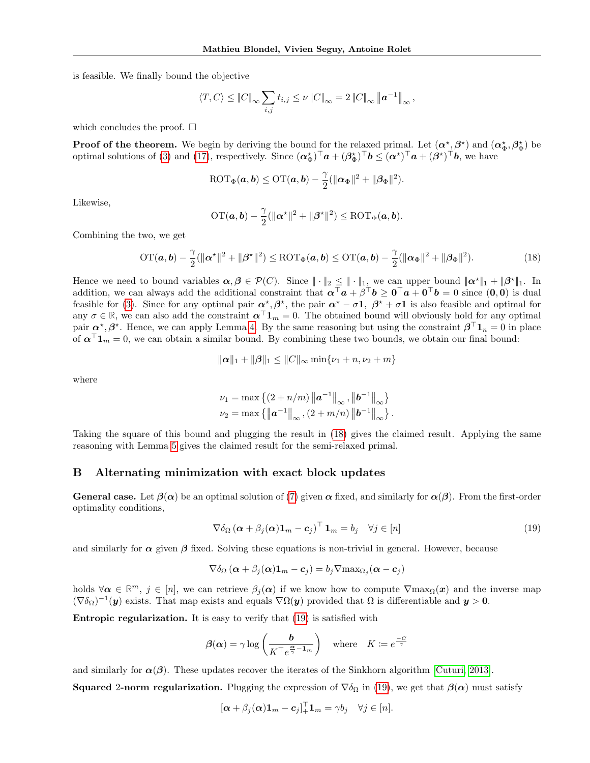is feasible. We finally bound the objective

$$\langle T, C \rangle \leq \|C\|_\infty \sum_{i,j} t_{i,j} \leq \nu \|C\|_\infty = 2\|C\|_\infty \left\|\boldsymbol{a}^{-1}\right\|_\infty,$$

which concludes the proof. □

**Proof of the theorem.** We begin by deriving the bound for the relaxed primal. Let $(\boldsymbol{\alpha}^\star, \boldsymbol{\beta}^\star)$ and $(\boldsymbol{\alpha}^\star_\Phi, \boldsymbol{\beta}^\star_\Phi)$ be optimal solutions of (3) and (17), respectively. Since $(\boldsymbol{\alpha}^\star_\Phi)^\top \boldsymbol{a} + (\boldsymbol{\beta}^\star_\Phi)^\top \boldsymbol{b} \leq (\boldsymbol{\alpha}^\star)^\top \boldsymbol{a} + (\boldsymbol{\beta}^\star)^\top \boldsymbol{b}$, we have

$$\text{ROT}_\Phi(\boldsymbol{a}, \boldsymbol{b}) \leq \text{OT}(\boldsymbol{a}, \boldsymbol{b}) - \frac{\gamma}{2}(\|\boldsymbol{\alpha}_\Phi\|^2 + \|\boldsymbol{\beta}_\Phi\|^2).$$

Likewise,

$$\text{OT}(\boldsymbol{a}, \boldsymbol{b}) - \frac{\gamma}{2}(\|\boldsymbol{\alpha}^\star\|^2 + \|\boldsymbol{\beta}^\star\|^2) \leq \text{ROT}_\Phi(\boldsymbol{a}, \boldsymbol{b}).$$

Combining the two, we get

$$\text{OT}(\boldsymbol{a}, \boldsymbol{b}) - \frac{\gamma}{2}(\|\boldsymbol{\alpha}^\star\|^2 + \|\boldsymbol{\beta}^\star\|^2) \leq \text{ROT}_\Phi(\boldsymbol{a}, \boldsymbol{b}) \leq \text{OT}(\boldsymbol{a}, \boldsymbol{b}) - \frac{\gamma}{2}(\|\boldsymbol{\alpha}_\Phi\|^2 + \|\boldsymbol{\beta}_\Phi\|^2). \tag{18}$$

Hence we need to bound variables $\boldsymbol{\alpha}, \boldsymbol{\beta} \in \mathcal{P}(C)$. Since $\|\cdot\|_2 \leq \|\cdot\|_1$, we can upper bound $\|\boldsymbol{\alpha}^\star\|_1 + \|\boldsymbol{\beta}^\star\|_1$. In addition, we can always add the additional constraint that $\boldsymbol{\alpha}^\top \boldsymbol{a} + \beta^\top \boldsymbol{b} \geq \boldsymbol{0}^\top \boldsymbol{a} + \boldsymbol{0}^\top \boldsymbol{b} = 0$ since $(\boldsymbol{0}, \boldsymbol{0})$ is dual feasible for (3). Since for any optimal pair $\boldsymbol{\alpha}^\star, \boldsymbol{\beta}^\star$, the pair $\boldsymbol{\alpha}^\star - \sigma \mathbf{1},\ \boldsymbol{\beta}^\star + \sigma \mathbf{1}$ is also feasible and optimal for any $\sigma \in \mathbb{R}$, we can also add the constraint $\boldsymbol{\alpha}^\top \mathbf{1}_m = 0$. The obtained bound will obviously hold for any optimal pair $\boldsymbol{\alpha}^\star, \boldsymbol{\beta}^\star$. Hence, we can apply Lemma 4. By the same reasoning but using the constraint $\boldsymbol{\beta}^\top \mathbf{1}_n = 0$ in place of $\boldsymbol{\alpha}^\top \mathbf{1}_m = 0$, we can obtain a similar bound. By combining these two bounds, we obtain our final bound:

$$\|\boldsymbol{\alpha}\|_1 + \|\boldsymbol{\beta}\|_1 \leq \|C\|_\infty \min\{\nu_1 + n, \nu_2 + m\}$$

where

$$\nu_1 = \max\left\{(2 + n/m)\left\|\boldsymbol{a}^{-1}\right\|_\infty, \left\|\boldsymbol{b}^{-1}\right\|_\infty\right\}$$
$$\nu_2 = \max\left\{\left\|\boldsymbol{a}^{-1}\right\|_\infty, (2 + m/n)\left\|\boldsymbol{b}^{-1}\right\|_\infty\right\}.$$

Taking the square of this bound and plugging the result in (18) gives the claimed result. Applying the same reasoning with Lemma 5 gives the claimed result for the semi-relaxed primal.

## B Alternating minimization with exact block updates

**General case.** Let $\boldsymbol{\beta}(\boldsymbol{\alpha})$ be an optimal solution of (7) given $\boldsymbol{\alpha}$ fixed, and similarly for $\boldsymbol{\alpha}(\boldsymbol{\beta})$. From the first-order optimality conditions,

$$\nabla \delta_\Omega \left(\boldsymbol{\alpha} + \beta_j(\boldsymbol{\alpha})\mathbf{1}_m - \boldsymbol{c}_j\right)^\top \mathbf{1}_m = b_j \quad \forall j \in [n] \tag{19}$$

and similarly for $\boldsymbol{\alpha}$ given $\boldsymbol{\beta}$ fixed. Solving these equations is non-trivial in general. However, because

$$\nabla \delta_\Omega \left(\boldsymbol{\alpha} + \beta_j(\boldsymbol{\alpha})\mathbf{1}_m - \boldsymbol{c}_j\right) = b_j \nabla \text{max}_{\Omega_j}(\boldsymbol{\alpha} - \boldsymbol{c}_j)$$

holds $\forall \boldsymbol{\alpha} \in \mathbb{R}^m$, $j \in [n]$, we can retrieve $\beta_j(\boldsymbol{\alpha})$ if we know how to compute $\nabla \text{max}_\Omega(\boldsymbol{x})$ and the inverse map $(\nabla \delta_\Omega)^{-1}(\boldsymbol{y})$ exists. That map exists and equals $\nabla \Omega(\boldsymbol{y})$ provided that $\Omega$ is differentiable and $\boldsymbol{y} > \boldsymbol{0}$.

**Entropic regularization.** It is easy to verify that (19) is satisfied with

$$\boldsymbol{\beta}(\boldsymbol{\alpha}) = \gamma \log\left(\frac{\boldsymbol{b}}{K^\top e^{\frac{\boldsymbol{\alpha}}{\gamma} - \mathbf{1}_m}}\right) \quad \text{where} \quad K := e^{\frac{-C}{\gamma}}$$

and similarly for $\boldsymbol{\alpha}(\boldsymbol{\beta})$. These updates recover the iterates of the Sinkhorn algorithm [Cuturi, 2013].

**Squared 2-norm regularization.** Plugging the expression of $\nabla \delta_\Omega$ in (19), we get that $\boldsymbol{\beta}(\boldsymbol{\alpha})$ must satisfy

$$[\boldsymbol{\alpha} + \beta_j(\boldsymbol{\alpha})\mathbf{1}_m - \boldsymbol{c}_j]_+^\top \mathbf{1}_m = \gamma b_j \quad \forall j \in [n].$$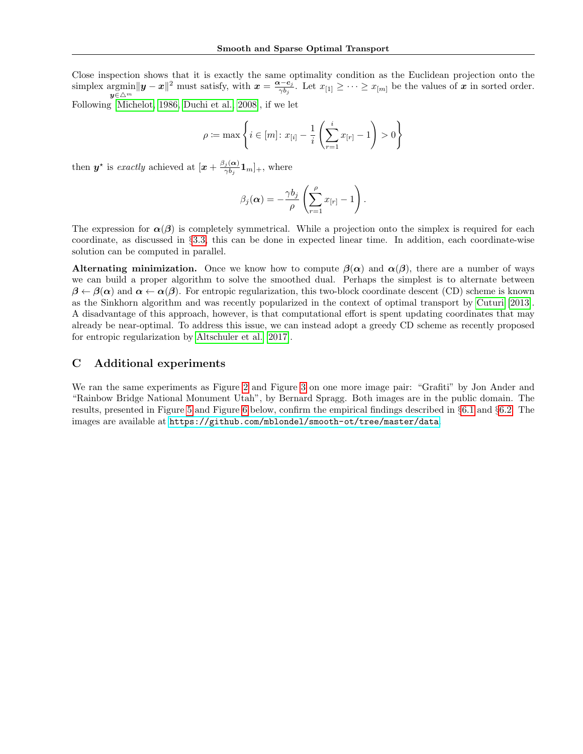Close inspection shows that it is exactly the same optimality condition as the Euclidean projection onto the simplex $\underset{\boldsymbol{y} \in \triangle^m}{\operatorname{argmin}} \|\boldsymbol{y} - \boldsymbol{x}\|^2$ must satisfy, with $\boldsymbol{x} = \frac{\boldsymbol{\alpha} - \boldsymbol{c}_j}{\gamma b_j}$. Let $x_{[1]} \geq \cdots \geq x_{[m]}$ be the values of $\boldsymbol{x}$ in sorted order. Following [Michelot, 1986, Duchi et al., 2008], if we let

$$\rho \coloneqq \max \left\{ i \in [m] \colon x_{[i]} - \frac{1}{i} \left( \sum_{r=1}^{i} x_{[r]} - 1 \right) > 0 \right\}$$

then $\boldsymbol{y}^\star$ is *exactly* achieved at $[\boldsymbol{x} + \frac{\beta_j(\boldsymbol{\alpha})}{\gamma b_j} \mathbf{1}_m]_+$, where

$$\beta_j(\boldsymbol{\alpha}) = -\frac{\gamma b_j}{\rho} \left( \sum_{r=1}^{\rho} x_{[r]} - 1 \right).$$

The expression for $\boldsymbol{\alpha}(\boldsymbol{\beta})$ is completely symmetrical. While a projection onto the simplex is required for each coordinate, as discussed in §3.3, this can be done in expected linear time. In addition, each coordinate-wise solution can be computed in parallel.

**Alternating minimization.** Once we know how to compute $\boldsymbol{\beta}(\boldsymbol{\alpha})$ and $\boldsymbol{\alpha}(\boldsymbol{\beta})$, there are a number of ways we can build a proper algorithm to solve the smoothed dual. Perhaps the simplest is to alternate between $\boldsymbol{\beta} \leftarrow \boldsymbol{\beta}(\boldsymbol{\alpha})$ and $\boldsymbol{\alpha} \leftarrow \boldsymbol{\alpha}(\boldsymbol{\beta})$. For entropic regularization, this two-block coordinate descent (CD) scheme is known as the Sinkhorn algorithm and was recently popularized in the context of optimal transport by Cuturi [2013]. A disadvantage of this approach, however, is that computational effort is spent updating coordinates that may already be near-optimal. To address this issue, we can instead adopt a greedy CD scheme as recently proposed for entropic regularization by Altschuler et al. [2017].

## C Additional experiments

We ran the same experiments as Figure 2 and Figure 3 on one more image pair: "Grafiti" by Jon Ander and "Rainbow Bridge National Monument Utah", by Bernard Spragg. Both images are in the public domain. The results, presented in Figure 5 and Figure 6 below, confirm the empirical findings described in §6.1 and §6.2. The images are available at https://github.com/mblondel/smooth-ot/tree/master/data.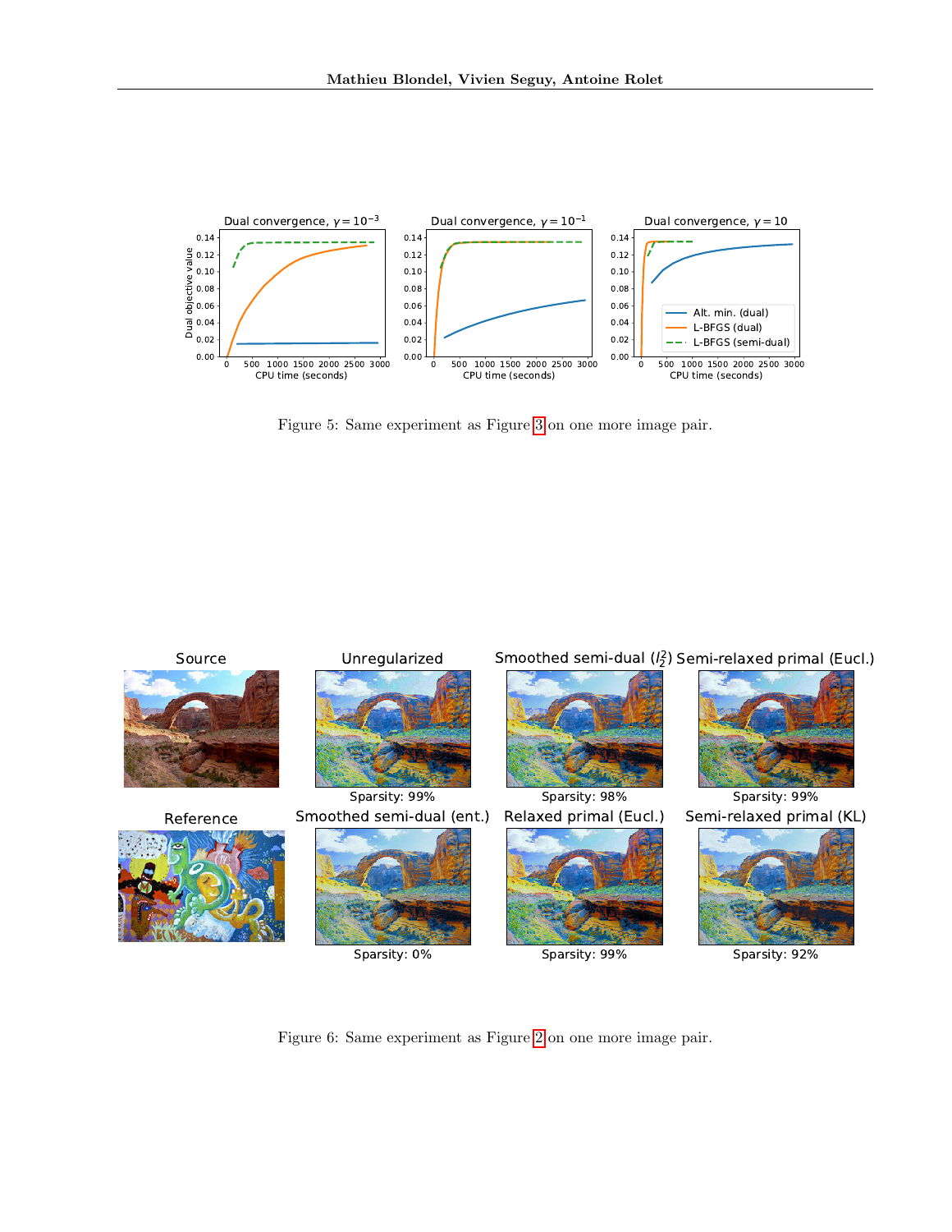Dual convergence, $\gamma = 10^{-3}$

Dual convergence, $\gamma = 10^{-1}$

Dual convergence, $\gamma = 10$

Dual objective value

0.14
0.12
0.10
0.08
0.06
0.04
0.02
0.00

0 500 1000 1500 2000 2500 3000

CPU time (seconds)

Alt. min. (dual)
L-BFGS (dual)
L-BFGS (semi-dual)

Figure 5: Same experiment as Figure 3 on one more image pair.

Source

Unregularized

Smoothed semi-dual ($l_2^2$)

Semi-relaxed primal (Eucl.)

Sparsity: 99%

Sparsity: 98%

Sparsity: 99%

Reference

Smoothed semi-dual (ent.)

Relaxed primal (Eucl.)

Semi-relaxed primal (KL)

Sparsity: 0%

Sparsity: 99%

Sparsity: 92%

Figure 6: Same experiment as Figure 2 on one more image pair.